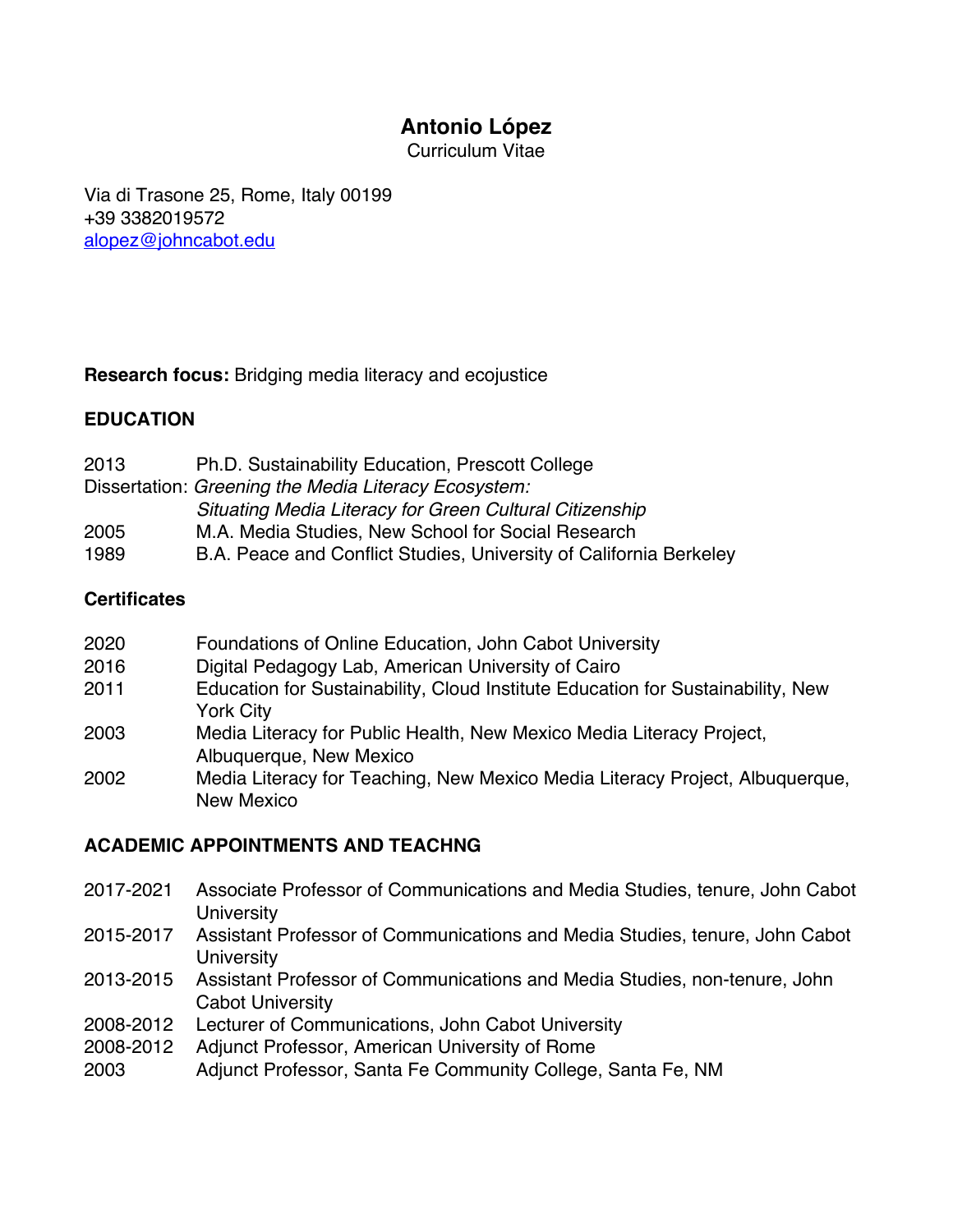# Antonio López

Curriculum Vitae

Via di Trasone 25, Rome, Italy 00199
+39 3382019572
alopez@johncabot.edu

**Research focus:** Bridging media literacy and ecojustice

## EDUCATION

2013 Ph.D. Sustainability Education, Prescott College
Dissertation: *Greening the Media Literacy Ecosystem: Situating Media Literacy for Green Cultural Citizenship*
2005 M.A. Media Studies, New School for Social Research
1989 B.A. Peace and Conflict Studies, University of California Berkeley

### Certificates

2020 Foundations of Online Education, John Cabot University
2016 Digital Pedagogy Lab, American University of Cairo
2011 Education for Sustainability, Cloud Institute Education for Sustainability, New York City
2003 Media Literacy for Public Health, New Mexico Media Literacy Project, Albuquerque, New Mexico
2002 Media Literacy for Teaching, New Mexico Media Literacy Project, Albuquerque, New Mexico

## ACADEMIC APPOINTMENTS AND TEACHNG

2017-2021 Associate Professor of Communications and Media Studies, tenure, John Cabot University
2015-2017 Assistant Professor of Communications and Media Studies, tenure, John Cabot University
2013-2015 Assistant Professor of Communications and Media Studies, non-tenure, John Cabot University
2008-2012 Lecturer of Communications, John Cabot University
2008-2012 Adjunct Professor, American University of Rome
2003 Adjunct Professor, Santa Fe Community College, Santa Fe, NM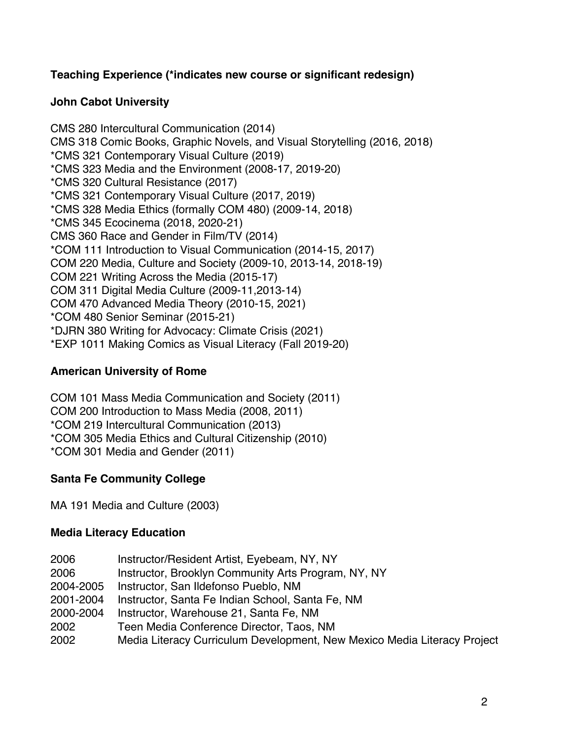**Teaching Experience (*indicates new course or significant redesign)**

**John Cabot University**

CMS 280 Intercultural Communication (2014)
CMS 318 Comic Books, Graphic Novels, and Visual Storytelling (2016, 2018)
*CMS 321 Contemporary Visual Culture (2019)
*CMS 323 Media and the Environment (2008-17, 2019-20)
*CMS 320 Cultural Resistance (2017)
*CMS 321 Contemporary Visual Culture (2017, 2019)
*CMS 328 Media Ethics (formally COM 480) (2009-14, 2018)
*CMS 345 Ecocinema (2018, 2020-21)
CMS 360 Race and Gender in Film/TV (2014)
*COM 111 Introduction to Visual Communication (2014-15, 2017)
COM 220 Media, Culture and Society (2009-10, 2013-14, 2018-19)
COM 221 Writing Across the Media (2015-17)
COM 311 Digital Media Culture (2009-11,2013-14)
COM 470 Advanced Media Theory (2010-15, 2021)
*COM 480 Senior Seminar (2015-21)
*DJRN 380 Writing for Advocacy: Climate Crisis (2021)
*EXP 1011 Making Comics as Visual Literacy (Fall 2019-20)

**American University of Rome**

COM 101 Mass Media Communication and Society (2011)
COM 200 Introduction to Mass Media (2008, 2011)
*COM 219 Intercultural Communication (2013)
*COM 305 Media Ethics and Cultural Citizenship (2010)
*COM 301 Media and Gender (2011)

**Santa Fe Community College**

MA 191 Media and Culture (2003)

**Media Literacy Education**

| | |
|---|---|
| 2006 | Instructor/Resident Artist, Eyebeam, NY, NY |
| 2006 | Instructor, Brooklyn Community Arts Program, NY, NY |
| 2004-2005 | Instructor, San Ildefonso Pueblo, NM |
| 2001-2004 | Instructor, Santa Fe Indian School, Santa Fe, NM |
| 2000-2004 | Instructor, Warehouse 21, Santa Fe, NM |
| 2002 | Teen Media Conference Director, Taos, NM |
| 2002 | Media Literacy Curriculum Development, New Mexico Media Literacy Project |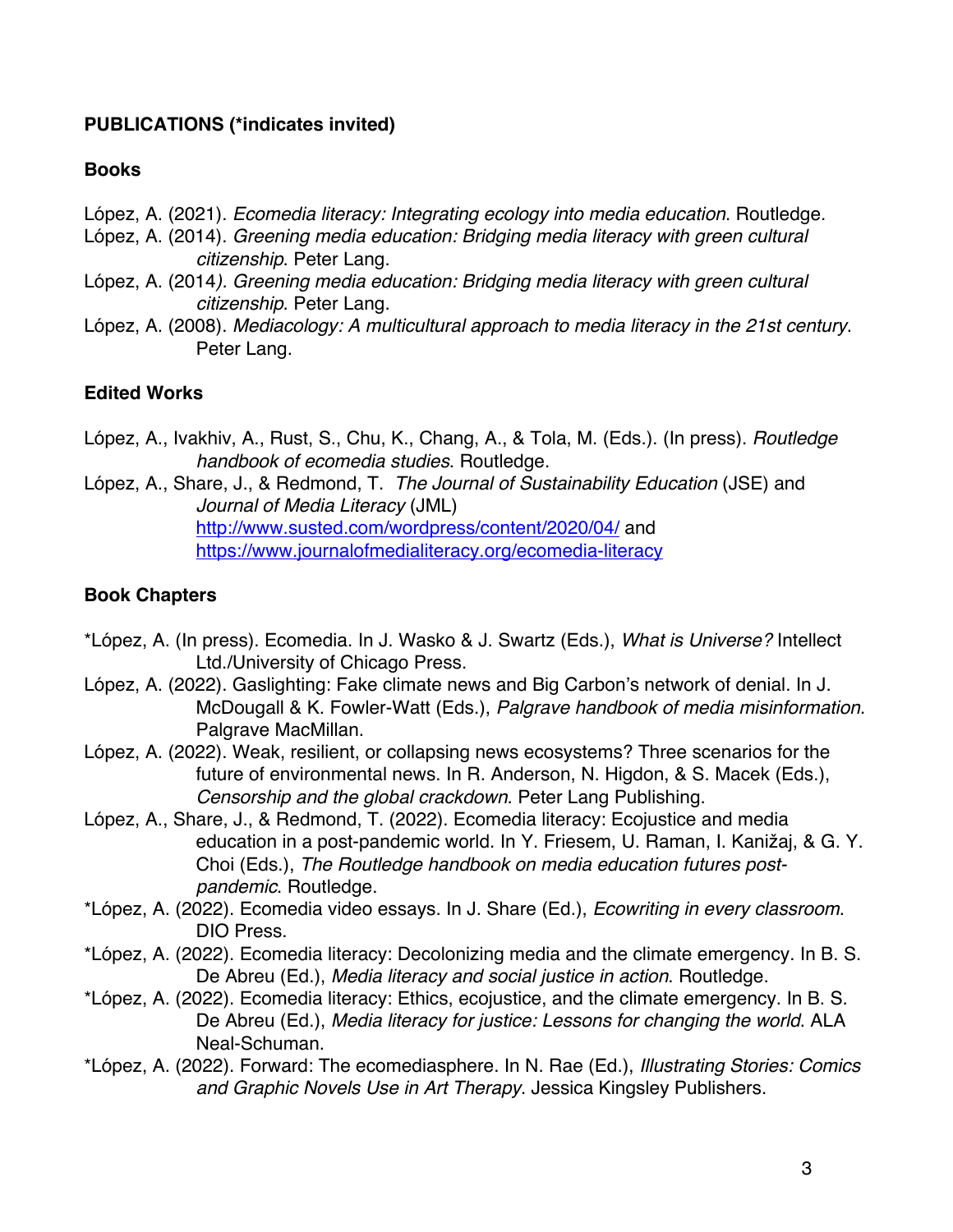**PUBLICATIONS (*indicates invited)**

**Books**

López, A. (2021). *Ecomedia literacy: Integrating ecology into media education*. Routledge.

López, A. (2014). *Greening media education: Bridging media literacy with green cultural citizenship*. Peter Lang.

López, A. (2014*). Greening media education: Bridging media literacy with green cultural citizenship*. Peter Lang.

López, A. (2008). *Mediacology: A multicultural approach to media literacy in the 21st century*. Peter Lang.

**Edited Works**

López, A., Ivakhiv, A., Rust, S., Chu, K., Chang, A., & Tola, M. (Eds.). (In press). *Routledge handbook of ecomedia studies*. Routledge.

López, A., Share, J., & Redmond, T. *The Journal of Sustainability Education* (JSE) and *Journal of Media Literacy* (JML) http://www.susted.com/wordpress/content/2020/04/ and https://www.journalofmedialiteracy.org/ecomedia-literacy

**Book Chapters**

*López, A. (In press). Ecomedia. In J. Wasko & J. Swartz (Eds.), *What is Universe?* Intellect Ltd./University of Chicago Press.

López, A. (2022). Gaslighting: Fake climate news and Big Carbon's network of denial. In J. McDougall & K. Fowler-Watt (Eds.), *Palgrave handbook of media misinformation*. Palgrave MacMillan.

López, A. (2022). Weak, resilient, or collapsing news ecosystems? Three scenarios for the future of environmental news. In R. Anderson, N. Higdon, & S. Macek (Eds.), *Censorship and the global crackdown*. Peter Lang Publishing.

López, A., Share, J., & Redmond, T. (2022). Ecomedia literacy: Ecojustice and media education in a post-pandemic world. In Y. Friesem, U. Raman, I. Kanižaj, & G. Y. Choi (Eds.), *The Routledge handbook on media education futures post-pandemic*. Routledge.

*López, A. (2022). Ecomedia video essays. In J. Share (Ed.), *Ecowriting in every classroom*. DIO Press.

*López, A. (2022). Ecomedia literacy: Decolonizing media and the climate emergency. In B. S. De Abreu (Ed.), *Media literacy and social justice in action*. Routledge.

*López, A. (2022). Ecomedia literacy: Ethics, ecojustice, and the climate emergency. In B. S. De Abreu (Ed.), *Media literacy for justice: Lessons for changing the world*. ALA Neal-Schuman.

*López, A. (2022). Forward: The ecomediasphere. In N. Rae (Ed.), *Illustrating Stories: Comics and Graphic Novels Use in Art Therapy*. Jessica Kingsley Publishers.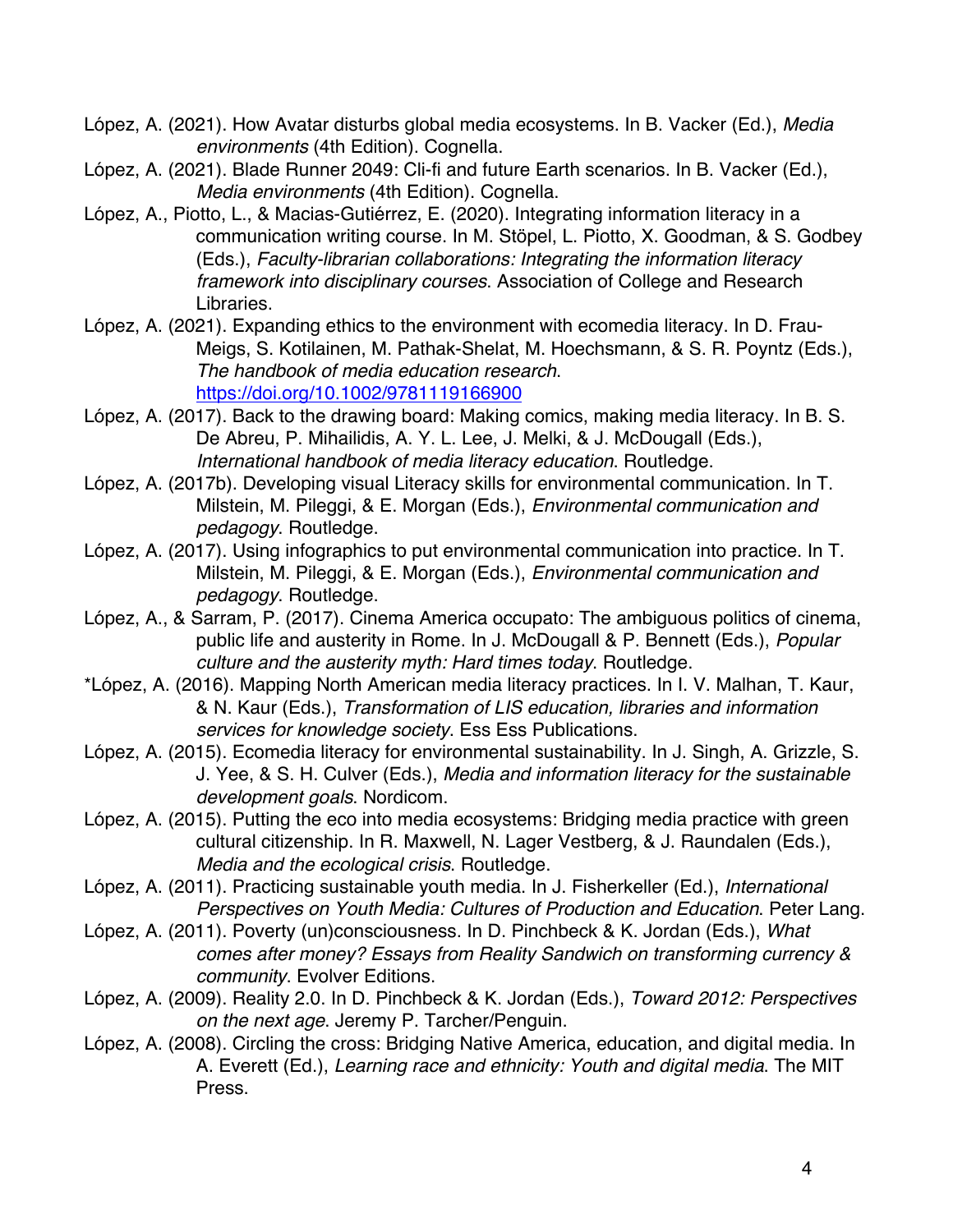López, A. (2021). How Avatar disturbs global media ecosystems. In B. Vacker (Ed.), *Media environments* (4th Edition). Cognella.

López, A. (2021). Blade Runner 2049: Cli-fi and future Earth scenarios. In B. Vacker (Ed.), *Media environments* (4th Edition). Cognella.

López, A., Piotto, L., & Macias-Gutiérrez, E. (2020). Integrating information literacy in a communication writing course. In M. Stöpel, L. Piotto, X. Goodman, & S. Godbey (Eds.), *Faculty-librarian collaborations: Integrating the information literacy framework into disciplinary courses*. Association of College and Research Libraries.

López, A. (2021). Expanding ethics to the environment with ecomedia literacy. In D. Frau-Meigs, S. Kotilainen, M. Pathak-Shelat, M. Hoechsmann, & S. R. Poyntz (Eds.), *The handbook of media education research*. https://doi.org/10.1002/9781119166900

López, A. (2017). Back to the drawing board: Making comics, making media literacy. In B. S. De Abreu, P. Mihailidis, A. Y. L. Lee, J. Melki, & J. McDougall (Eds.), *International handbook of media literacy education*. Routledge.

López, A. (2017b). Developing visual Literacy skills for environmental communication. In T. Milstein, M. Pileggi, & E. Morgan (Eds.), *Environmental communication and pedagogy*. Routledge.

López, A. (2017). Using infographics to put environmental communication into practice. In T. Milstein, M. Pileggi, & E. Morgan (Eds.), *Environmental communication and pedagogy*. Routledge.

López, A., & Sarram, P. (2017). Cinema America occupato: The ambiguous politics of cinema, public life and austerity in Rome. In J. McDougall & P. Bennett (Eds.), *Popular culture and the austerity myth: Hard times today*. Routledge.

*López, A. (2016). Mapping North American media literacy practices. In I. V. Malhan, T. Kaur, & N. Kaur (Eds.), *Transformation of LIS education, libraries and information services for knowledge society*. Ess Ess Publications.

López, A. (2015). Ecomedia literacy for environmental sustainability. In J. Singh, A. Grizzle, S. J. Yee, & S. H. Culver (Eds.), *Media and information literacy for the sustainable development goals*. Nordicom.

López, A. (2015). Putting the eco into media ecosystems: Bridging media practice with green cultural citizenship. In R. Maxwell, N. Lager Vestberg, & J. Raundalen (Eds.), *Media and the ecological crisis*. Routledge.

López, A. (2011). Practicing sustainable youth media. In J. Fisherkeller (Ed.), *International Perspectives on Youth Media: Cultures of Production and Education*. Peter Lang.

López, A. (2011). Poverty (un)consciousness. In D. Pinchbeck & K. Jordan (Eds.), *What comes after money? Essays from Reality Sandwich on transforming currency & community*. Evolver Editions.

López, A. (2009). Reality 2.0. In D. Pinchbeck & K. Jordan (Eds.), *Toward 2012: Perspectives on the next age*. Jeremy P. Tarcher/Penguin.

López, A. (2008). Circling the cross: Bridging Native America, education, and digital media. In A. Everett (Ed.), *Learning race and ethnicity: Youth and digital media*. The MIT Press.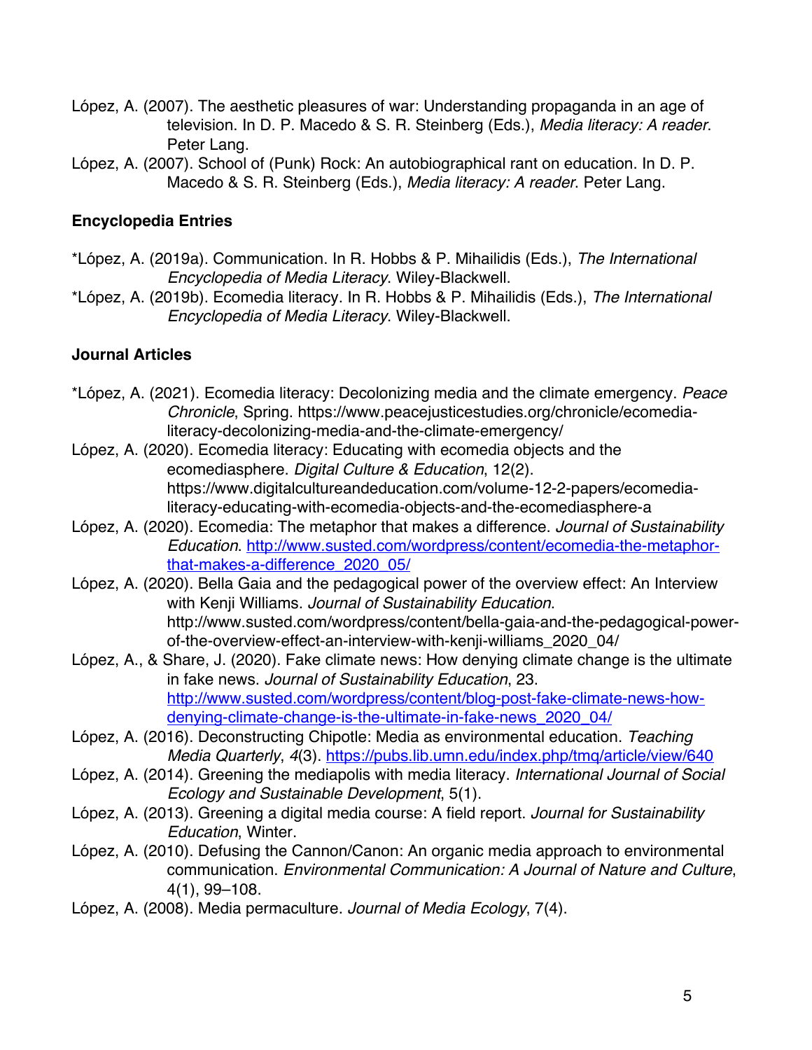López, A. (2007). The aesthetic pleasures of war: Understanding propaganda in an age of television. In D. P. Macedo & S. R. Steinberg (Eds.), *Media literacy: A reader*. Peter Lang.

López, A. (2007). School of (Punk) Rock: An autobiographical rant on education. In D. P. Macedo & S. R. Steinberg (Eds.), *Media literacy: A reader*. Peter Lang.

**Encyclopedia Entries**

*López, A. (2019a). Communication. In R. Hobbs & P. Mihailidis (Eds.), *The International Encyclopedia of Media Literacy*. Wiley-Blackwell.

*López, A. (2019b). Ecomedia literacy. In R. Hobbs & P. Mihailidis (Eds.), *The International Encyclopedia of Media Literacy*. Wiley-Blackwell.

**Journal Articles**

*López, A. (2021). Ecomedia literacy: Decolonizing media and the climate emergency. *Peace Chronicle*, Spring. https://www.peacejusticestudies.org/chronicle/ecomedia-literacy-decolonizing-media-and-the-climate-emergency/

López, A. (2020). Ecomedia literacy: Educating with ecomedia objects and the ecomediasphere. *Digital Culture & Education*, 12(2). https://www.digitalcultureandeducation.com/volume-12-2-papers/ecomedia-literacy-educating-with-ecomedia-objects-and-the-ecomediasphere-a

López, A. (2020). Ecomedia: The metaphor that makes a difference. *Journal of Sustainability Education*. http://www.susted.com/wordpress/content/ecomedia-the-metaphor-that-makes-a-difference_2020_05/

López, A. (2020). Bella Gaia and the pedagogical power of the overview effect: An Interview with Kenji Williams. *Journal of Sustainability Education*. http://www.susted.com/wordpress/content/bella-gaia-and-the-pedagogical-power-of-the-overview-effect-an-interview-with-kenji-williams_2020_04/

López, A., & Share, J. (2020). Fake climate news: How denying climate change is the ultimate in fake news. *Journal of Sustainability Education*, 23. http://www.susted.com/wordpress/content/blog-post-fake-climate-news-how-denying-climate-change-is-the-ultimate-in-fake-news_2020_04/

López, A. (2016). Deconstructing Chipotle: Media as environmental education. *Teaching Media Quarterly*, *4*(3). https://pubs.lib.umn.edu/index.php/tmq/article/view/640

López, A. (2014). Greening the mediapolis with media literacy. *International Journal of Social Ecology and Sustainable Development*, 5(1).

López, A. (2013). Greening a digital media course: A field report. *Journal for Sustainability Education*, Winter.

López, A. (2010). Defusing the Cannon/Canon: An organic media approach to environmental communication. *Environmental Communication: A Journal of Nature and Culture*, 4(1), 99–108.

López, A. (2008). Media permaculture. *Journal of Media Ecology*, 7(4).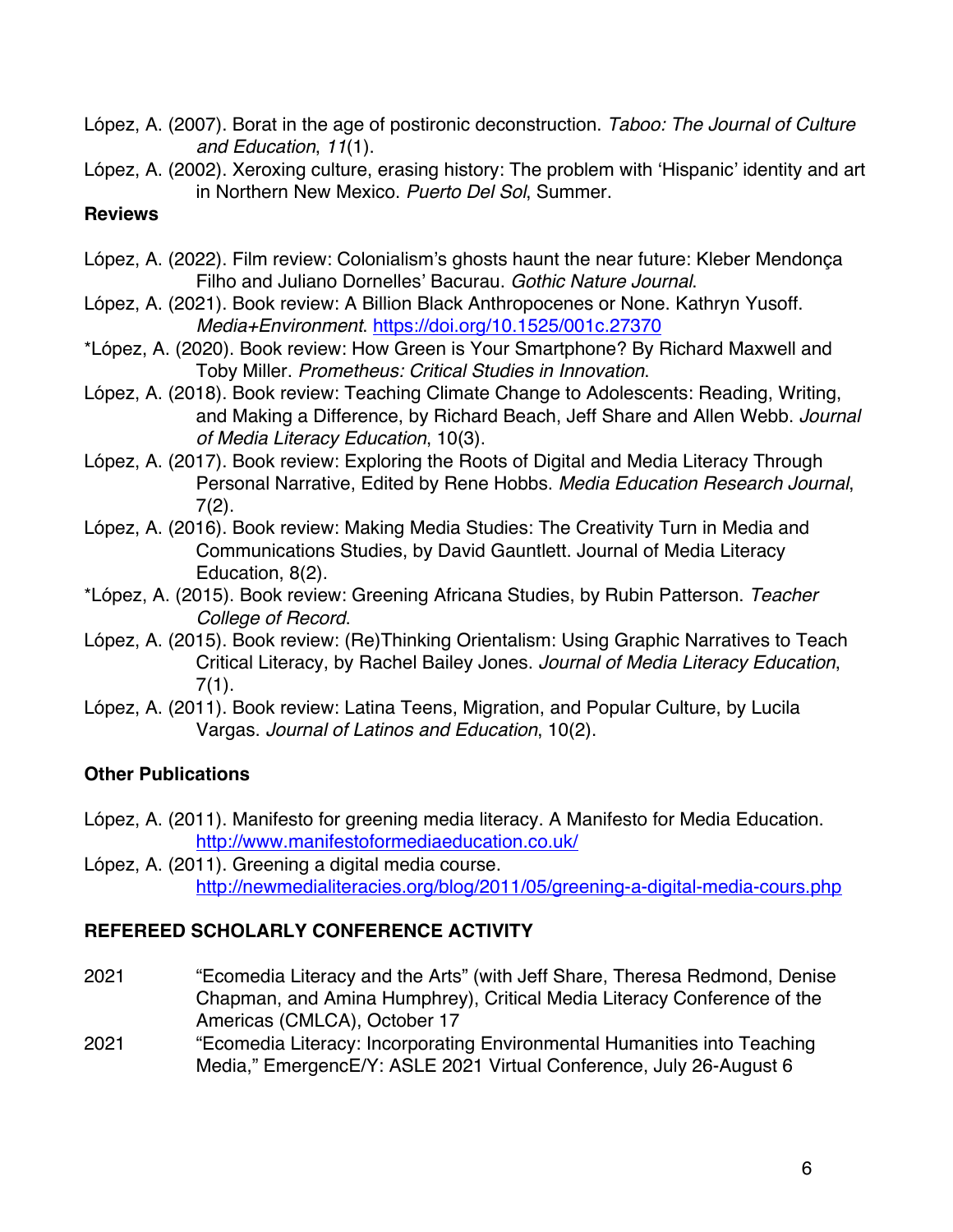López, A. (2007). Borat in the age of postironic deconstruction. *Taboo: The Journal of Culture and Education*, *11*(1).

López, A. (2002). Xeroxing culture, erasing history: The problem with 'Hispanic' identity and art in Northern New Mexico. *Puerto Del Sol*, Summer.

**Reviews**

López, A. (2022). Film review: Colonialism's ghosts haunt the near future: Kleber Mendonça Filho and Juliano Dornelles' Bacurau. *Gothic Nature Journal*.

López, A. (2021). Book review: A Billion Black Anthropocenes or None. Kathryn Yusoff. *Media+Environment*. https://doi.org/10.1525/001c.27370

*López, A. (2020). Book review: How Green is Your Smartphone? By Richard Maxwell and Toby Miller. *Prometheus: Critical Studies in Innovation*.

López, A. (2018). Book review: Teaching Climate Change to Adolescents: Reading, Writing, and Making a Difference, by Richard Beach, Jeff Share and Allen Webb. *Journal of Media Literacy Education*, 10(3).

López, A. (2017). Book review: Exploring the Roots of Digital and Media Literacy Through Personal Narrative, Edited by Rene Hobbs. *Media Education Research Journal*, 7(2).

López, A. (2016). Book review: Making Media Studies: The Creativity Turn in Media and Communications Studies, by David Gauntlett. Journal of Media Literacy Education, 8(2).

*López, A. (2015). Book review: Greening Africana Studies, by Rubin Patterson. *Teacher College of Record*.

López, A. (2015). Book review: (Re)Thinking Orientalism: Using Graphic Narratives to Teach Critical Literacy, by Rachel Bailey Jones. *Journal of Media Literacy Education*, 7(1).

López, A. (2011). Book review: Latina Teens, Migration, and Popular Culture, by Lucila Vargas. *Journal of Latinos and Education*, 10(2).

**Other Publications**

López, A. (2011). Manifesto for greening media literacy. A Manifesto for Media Education. http://www.manifestoformediaeducation.co.uk/

López, A. (2011). Greening a digital media course. http://newmedialiteracies.org/blog/2011/05/greening-a-digital-media-cours.php

**REFEREED SCHOLARLY CONFERENCE ACTIVITY**

2021 "Ecomedia Literacy and the Arts" (with Jeff Share, Theresa Redmond, Denise Chapman, and Amina Humphrey), Critical Media Literacy Conference of the Americas (CMLCA), October 17

2021 "Ecomedia Literacy: Incorporating Environmental Humanities into Teaching Media," EmergencE/Y: ASLE 2021 Virtual Conference, July 26-August 6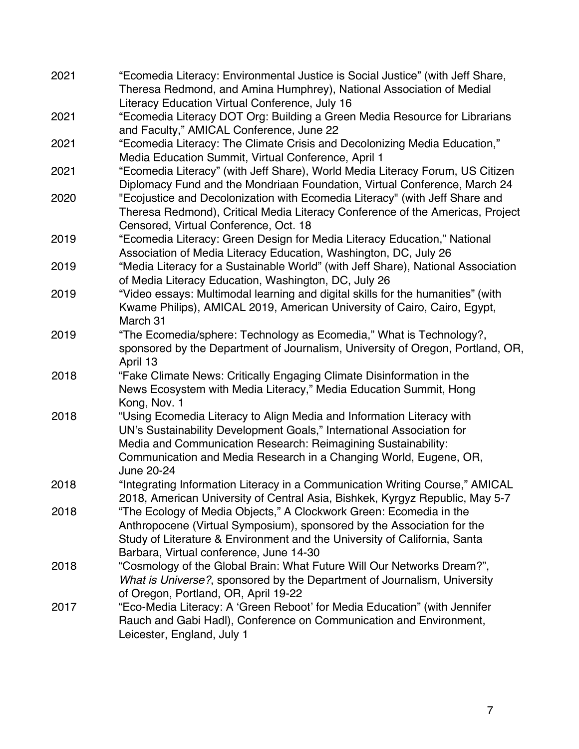2021 "Ecomedia Literacy: Environmental Justice is Social Justice" (with Jeff Share, Theresa Redmond, and Amina Humphrey), National Association of Medial Literacy Education Virtual Conference, July 16

2021 "Ecomedia Literacy DOT Org: Building a Green Media Resource for Librarians and Faculty," AMICAL Conference, June 22

2021 "Ecomedia Literacy: The Climate Crisis and Decolonizing Media Education," Media Education Summit, Virtual Conference, April 1

2021 "Ecomedia Literacy" (with Jeff Share), World Media Literacy Forum, US Citizen Diplomacy Fund and the Mondriaan Foundation, Virtual Conference, March 24

2020 "Ecojustice and Decolonization with Ecomedia Literacy" (with Jeff Share and Theresa Redmond), Critical Media Literacy Conference of the Americas, Project Censored, Virtual Conference, Oct. 18

2019 "Ecomedia Literacy: Green Design for Media Literacy Education," National Association of Media Literacy Education, Washington, DC, July 26

2019 "Media Literacy for a Sustainable World" (with Jeff Share), National Association of Media Literacy Education, Washington, DC, July 26

2019 "Video essays: Multimodal learning and digital skills for the humanities" (with Kwame Philips), AMICAL 2019, American University of Cairo, Cairo, Egypt, March 31

2019 "The Ecomedia/sphere: Technology as Ecomedia," What is Technology?, sponsored by the Department of Journalism, University of Oregon, Portland, OR, April 13

2018 "Fake Climate News: Critically Engaging Climate Disinformation in the News Ecosystem with Media Literacy," Media Education Summit, Hong Kong, Nov. 1

2018 "Using Ecomedia Literacy to Align Media and Information Literacy with UN's Sustainability Development Goals," International Association for Media and Communication Research: Reimagining Sustainability: Communication and Media Research in a Changing World, Eugene, OR, June 20-24

2018 "Integrating Information Literacy in a Communication Writing Course," AMICAL 2018, American University of Central Asia, Bishkek, Kyrgyz Republic, May 5-7

2018 "The Ecology of Media Objects," A Clockwork Green: Ecomedia in the Anthropocene (Virtual Symposium), sponsored by the Association for the Study of Literature & Environment and the University of California, Santa Barbara, Virtual conference, June 14-30

2018 "Cosmology of the Global Brain: What Future Will Our Networks Dream?", *What is Universe?*, sponsored by the Department of Journalism, University of Oregon, Portland, OR, April 19-22

2017 "Eco-Media Literacy: A 'Green Reboot' for Media Education" (with Jennifer Rauch and Gabi Hadl), Conference on Communication and Environment, Leicester, England, July 1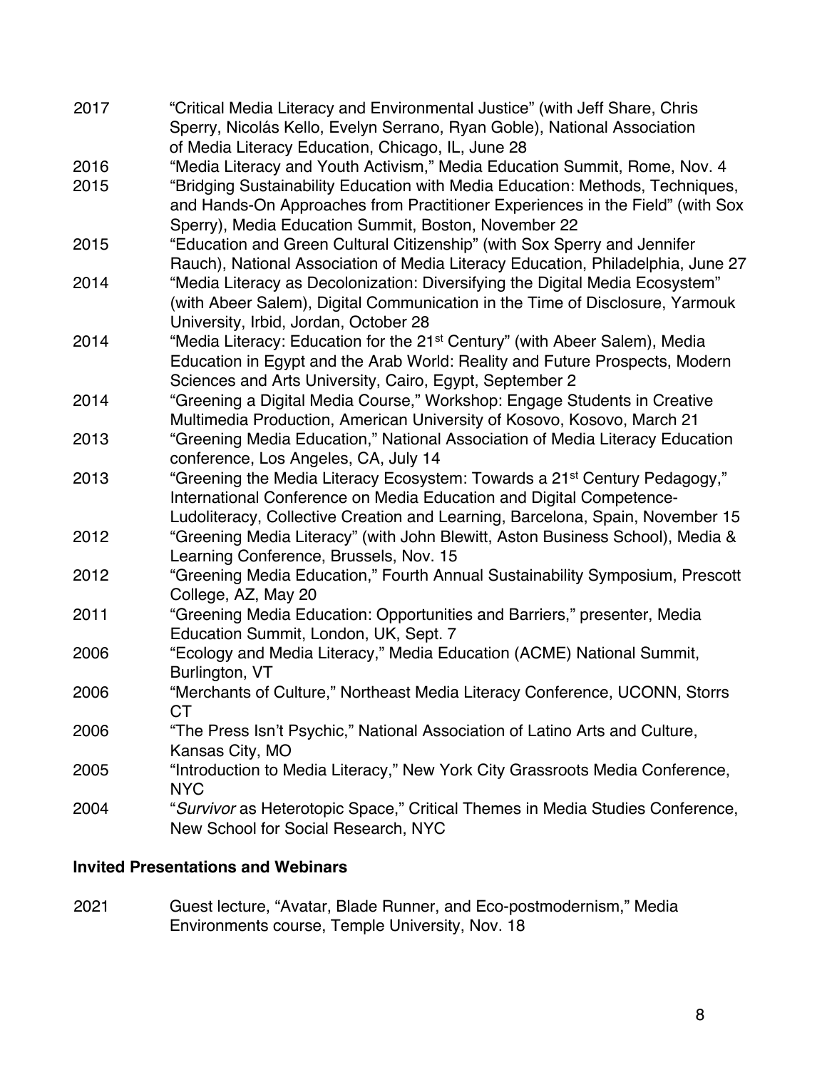2017 "Critical Media Literacy and Environmental Justice" (with Jeff Share, Chris Sperry, Nicolás Kello, Evelyn Serrano, Ryan Goble), National Association of Media Literacy Education, Chicago, IL, June 28

2016 "Media Literacy and Youth Activism," Media Education Summit, Rome, Nov. 4

2015 "Bridging Sustainability Education with Media Education: Methods, Techniques, and Hands-On Approaches from Practitioner Experiences in the Field" (with Sox Sperry), Media Education Summit, Boston, November 22

2015 "Education and Green Cultural Citizenship" (with Sox Sperry and Jennifer Rauch), National Association of Media Literacy Education, Philadelphia, June 27

2014 "Media Literacy as Decolonization: Diversifying the Digital Media Ecosystem" (with Abeer Salem), Digital Communication in the Time of Disclosure, Yarmouk University, Irbid, Jordan, October 28

2014 "Media Literacy: Education for the 21st Century" (with Abeer Salem), Media Education in Egypt and the Arab World: Reality and Future Prospects, Modern Sciences and Arts University, Cairo, Egypt, September 2

2014 "Greening a Digital Media Course," Workshop: Engage Students in Creative Multimedia Production, American University of Kosovo, Kosovo, March 21

2013 "Greening Media Education," National Association of Media Literacy Education conference, Los Angeles, CA, July 14

2013 "Greening the Media Literacy Ecosystem: Towards a 21st Century Pedagogy," International Conference on Media Education and Digital Competence-Ludoliteracy, Collective Creation and Learning, Barcelona, Spain, November 15

2012 "Greening Media Literacy" (with John Blewitt, Aston Business School), Media & Learning Conference, Brussels, Nov. 15

2012 "Greening Media Education," Fourth Annual Sustainability Symposium, Prescott College, AZ, May 20

2011 "Greening Media Education: Opportunities and Barriers," presenter, Media Education Summit, London, UK, Sept. 7

2006 "Ecology and Media Literacy," Media Education (ACME) National Summit, Burlington, VT

2006 "Merchants of Culture," Northeast Media Literacy Conference, UCONN, Storrs CT

2006 "The Press Isn't Psychic," National Association of Latino Arts and Culture, Kansas City, MO

2005 "Introduction to Media Literacy," New York City Grassroots Media Conference, NYC

2004 "*Survivor* as Heterotopic Space," Critical Themes in Media Studies Conference, New School for Social Research, NYC

### Invited Presentations and Webinars

2021 Guest lecture, "Avatar, Blade Runner, and Eco-postmodernism," Media Environments course, Temple University, Nov. 18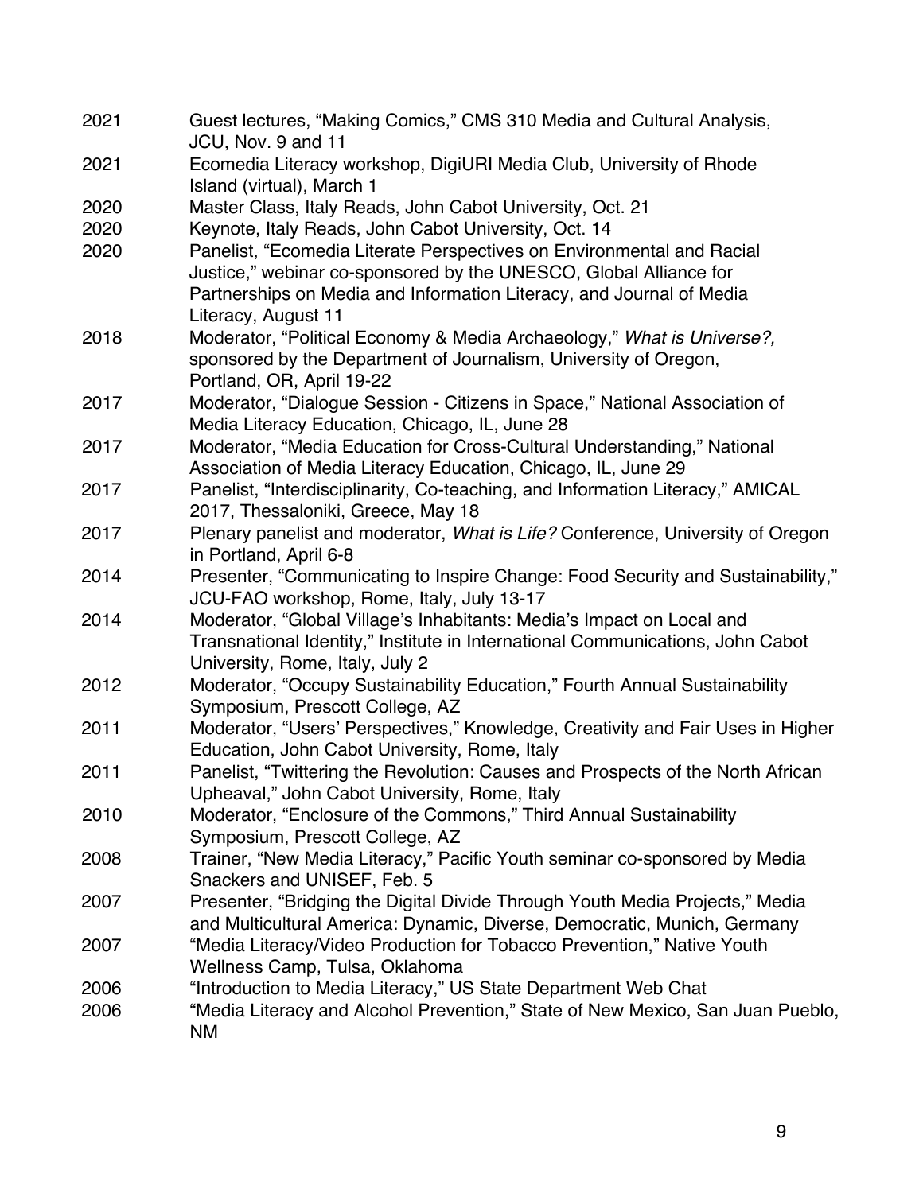2021 Guest lectures, "Making Comics," CMS 310 Media and Cultural Analysis, JCU, Nov. 9 and 11

2021 Ecomedia Literacy workshop, DigiURI Media Club, University of Rhode Island (virtual), March 1

2020 Master Class, Italy Reads, John Cabot University, Oct. 21

2020 Keynote, Italy Reads, John Cabot University, Oct. 14

2020 Panelist, "Ecomedia Literate Perspectives on Environmental and Racial Justice," webinar co-sponsored by the UNESCO, Global Alliance for Partnerships on Media and Information Literacy, and Journal of Media Literacy, August 11

2018 Moderator, "Political Economy & Media Archaeology," *What is Universe?,* sponsored by the Department of Journalism, University of Oregon, Portland, OR, April 19-22

2017 Moderator, "Dialogue Session - Citizens in Space," National Association of Media Literacy Education, Chicago, IL, June 28

2017 Moderator, "Media Education for Cross-Cultural Understanding," National Association of Media Literacy Education, Chicago, IL, June 29

2017 Panelist, "Interdisciplinarity, Co-teaching, and Information Literacy," AMICAL 2017, Thessaloniki, Greece, May 18

2017 Plenary panelist and moderator, *What is Life?* Conference, University of Oregon in Portland, April 6-8

2014 Presenter, "Communicating to Inspire Change: Food Security and Sustainability," JCU-FAO workshop, Rome, Italy, July 13-17

2014 Moderator, "Global Village's Inhabitants: Media's Impact on Local and Transnational Identity," Institute in International Communications, John Cabot University, Rome, Italy, July 2

2012 Moderator, "Occupy Sustainability Education," Fourth Annual Sustainability Symposium, Prescott College, AZ

2011 Moderator, "Users' Perspectives," Knowledge, Creativity and Fair Uses in Higher Education, John Cabot University, Rome, Italy

2011 Panelist, "Twittering the Revolution: Causes and Prospects of the North African Upheaval," John Cabot University, Rome, Italy

2010 Moderator, "Enclosure of the Commons," Third Annual Sustainability Symposium, Prescott College, AZ

2008 Trainer, "New Media Literacy," Pacific Youth seminar co-sponsored by Media Snackers and UNISEF, Feb. 5

2007 Presenter, "Bridging the Digital Divide Through Youth Media Projects," Media and Multicultural America: Dynamic, Diverse, Democratic, Munich, Germany

2007 "Media Literacy/Video Production for Tobacco Prevention," Native Youth Wellness Camp, Tulsa, Oklahoma

2006 "Introduction to Media Literacy," US State Department Web Chat

2006 "Media Literacy and Alcohol Prevention," State of New Mexico, San Juan Pueblo, NM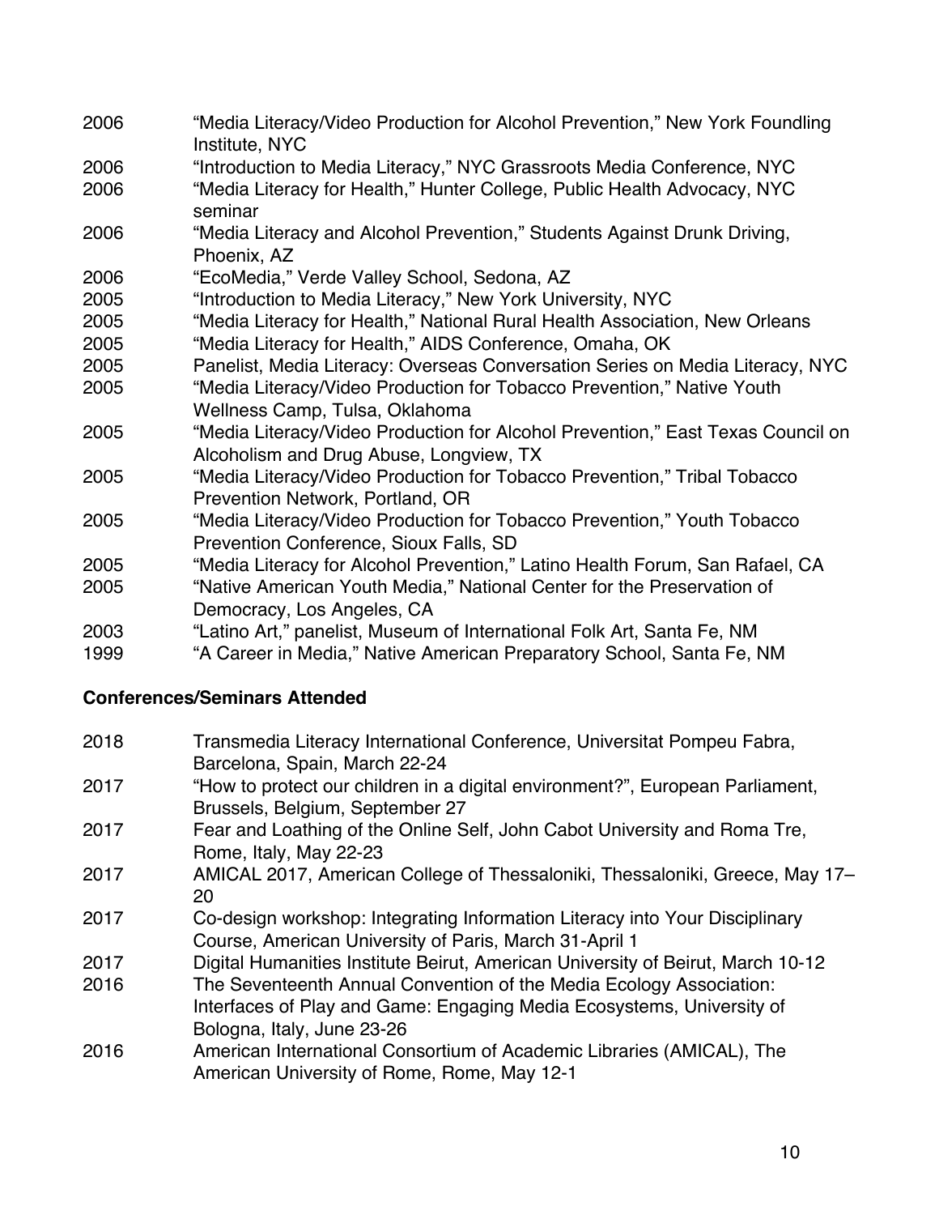2006 "Media Literacy/Video Production for Alcohol Prevention," New York Foundling Institute, NYC

2006 "Introduction to Media Literacy," NYC Grassroots Media Conference, NYC

2006 "Media Literacy for Health," Hunter College, Public Health Advocacy, NYC seminar

2006 "Media Literacy and Alcohol Prevention," Students Against Drunk Driving, Phoenix, AZ

2006 "EcoMedia," Verde Valley School, Sedona, AZ

2005 "Introduction to Media Literacy," New York University, NYC

2005 "Media Literacy for Health," National Rural Health Association, New Orleans

2005 "Media Literacy for Health," AIDS Conference, Omaha, OK

2005 Panelist, Media Literacy: Overseas Conversation Series on Media Literacy, NYC

2005 "Media Literacy/Video Production for Tobacco Prevention," Native Youth Wellness Camp, Tulsa, Oklahoma

2005 "Media Literacy/Video Production for Alcohol Prevention," East Texas Council on Alcoholism and Drug Abuse, Longview, TX

2005 "Media Literacy/Video Production for Tobacco Prevention," Tribal Tobacco Prevention Network, Portland, OR

2005 "Media Literacy/Video Production for Tobacco Prevention," Youth Tobacco Prevention Conference, Sioux Falls, SD

2005 "Media Literacy for Alcohol Prevention," Latino Health Forum, San Rafael, CA

2005 "Native American Youth Media," National Center for the Preservation of Democracy, Los Angeles, CA

2003 "Latino Art," panelist, Museum of International Folk Art, Santa Fe, NM

1999 "A Career in Media," Native American Preparatory School, Santa Fe, NM

**Conferences/Seminars Attended**

2018 Transmedia Literacy International Conference, Universitat Pompeu Fabra, Barcelona, Spain, March 22-24

2017 "How to protect our children in a digital environment?", European Parliament, Brussels, Belgium, September 27

2017 Fear and Loathing of the Online Self, John Cabot University and Roma Tre, Rome, Italy, May 22-23

2017 AMICAL 2017, American College of Thessaloniki, Thessaloniki, Greece, May 17–20

2017 Co-design workshop: Integrating Information Literacy into Your Disciplinary Course, American University of Paris, March 31-April 1

2017 Digital Humanities Institute Beirut, American University of Beirut, March 10-12

2016 The Seventeenth Annual Convention of the Media Ecology Association: Interfaces of Play and Game: Engaging Media Ecosystems, University of Bologna, Italy, June 23-26

2016 American International Consortium of Academic Libraries (AMICAL), The American University of Rome, Rome, May 12-1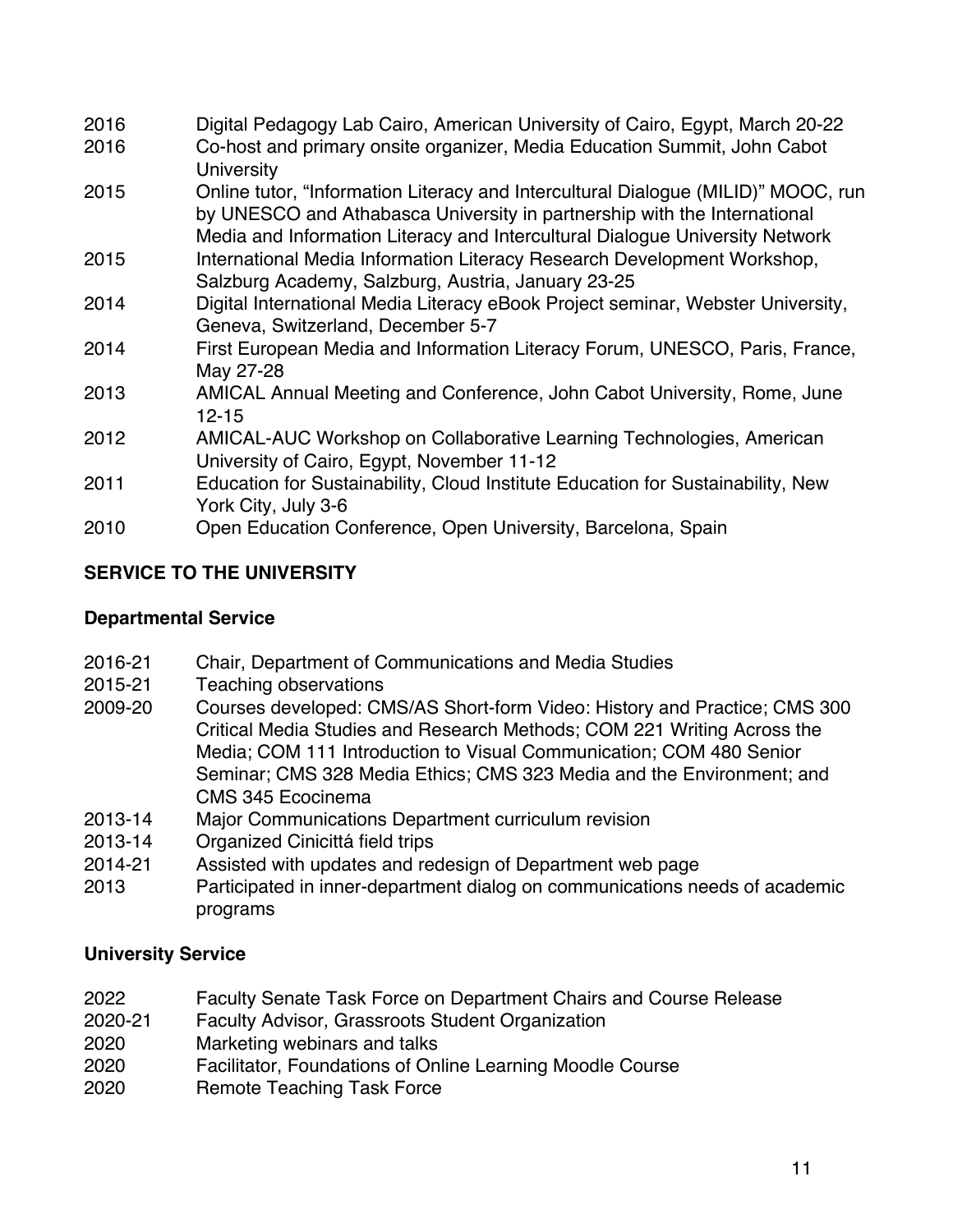2016 Digital Pedagogy Lab Cairo, American University of Cairo, Egypt, March 20-22

2016 Co-host and primary onsite organizer, Media Education Summit, John Cabot University

2015 Online tutor, “Information Literacy and Intercultural Dialogue (MILID)” MOOC, run by UNESCO and Athabasca University in partnership with the International Media and Information Literacy and Intercultural Dialogue University Network

2015 International Media Information Literacy Research Development Workshop, Salzburg Academy, Salzburg, Austria, January 23-25

2014 Digital International Media Literacy eBook Project seminar, Webster University, Geneva, Switzerland, December 5-7

2014 First European Media and Information Literacy Forum, UNESCO, Paris, France, May 27-28

2013 AMICAL Annual Meeting and Conference, John Cabot University, Rome, June 12-15

2012 AMICAL-AUC Workshop on Collaborative Learning Technologies, American University of Cairo, Egypt, November 11-12

2011 Education for Sustainability, Cloud Institute Education for Sustainability, New York City, July 3-6

2010 Open Education Conference, Open University, Barcelona, Spain

## SERVICE TO THE UNIVERSITY

### Departmental Service

2016-21 Chair, Department of Communications and Media Studies

2015-21 Teaching observations

2009-20 Courses developed: CMS/AS Short-form Video: History and Practice; CMS 300 Critical Media Studies and Research Methods; COM 221 Writing Across the Media; COM 111 Introduction to Visual Communication; COM 480 Senior Seminar; CMS 328 Media Ethics; CMS 323 Media and the Environment; and CMS 345 Ecocinema

2013-14 Major Communications Department curriculum revision

2013-14 Organized Cinicittá field trips

2014-21 Assisted with updates and redesign of Department web page

2013 Participated in inner-department dialog on communications needs of academic programs

### University Service

2022 Faculty Senate Task Force on Department Chairs and Course Release

2020-21 Faculty Advisor, Grassroots Student Organization

2020 Marketing webinars and talks

2020 Facilitator, Foundations of Online Learning Moodle Course

2020 Remote Teaching Task Force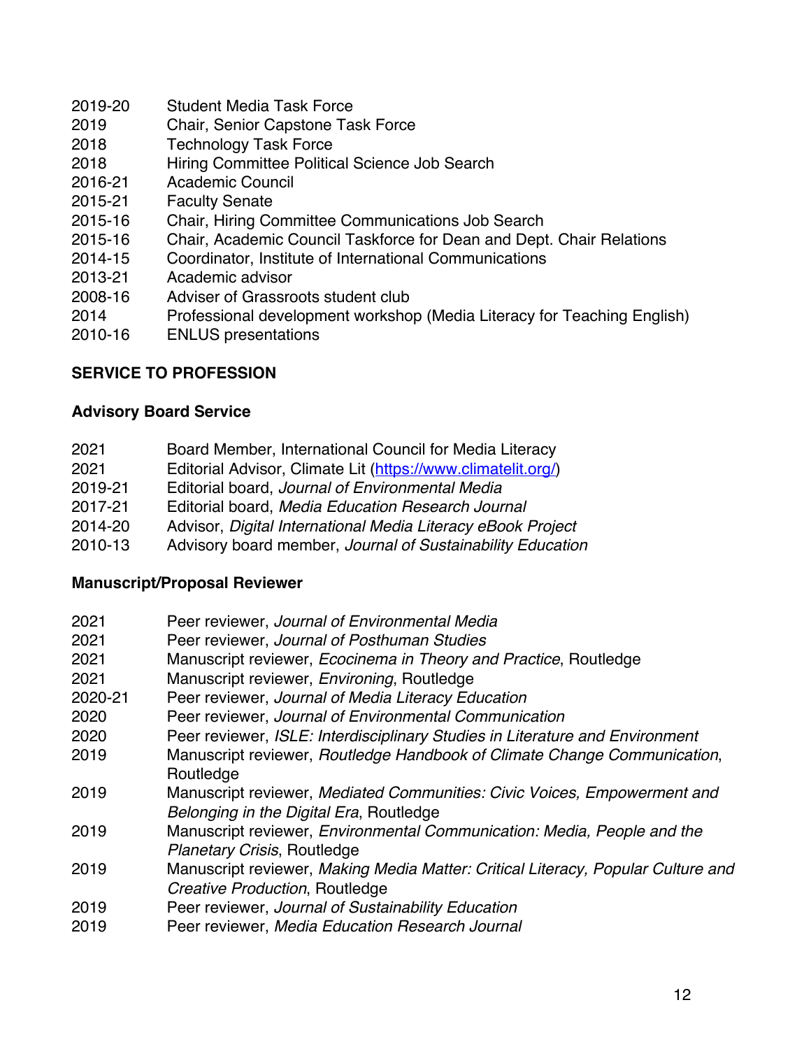2019-20 Student Media Task Force
2019 Chair, Senior Capstone Task Force
2018 Technology Task Force
2018 Hiring Committee Political Science Job Search
2016-21 Academic Council
2015-21 Faculty Senate
2015-16 Chair, Hiring Committee Communications Job Search
2015-16 Chair, Academic Council Taskforce for Dean and Dept. Chair Relations
2014-15 Coordinator, Institute of International Communications
2013-21 Academic advisor
2008-16 Adviser of Grassroots student club
2014 Professional development workshop (Media Literacy for Teaching English)
2010-16 ENLUS presentations

## SERVICE TO PROFESSION

### Advisory Board Service

2021 Board Member, International Council for Media Literacy
2021 Editorial Advisor, Climate Lit ([https://www.climatelit.org/](https://www.climatelit.org/))
2019-21 Editorial board, *Journal of Environmental Media*
2017-21 Editorial board, *Media Education Research Journal*
2014-20 Advisor, *Digital International Media Literacy eBook Project*
2010-13 Advisory board member, *Journal of Sustainability Education*

### Manuscript/Proposal Reviewer

2021 Peer reviewer, *Journal of Environmental Media*
2021 Peer reviewer, *Journal of Posthuman Studies*
2021 Manuscript reviewer, *Ecocinema in Theory and Practice*, Routledge
2021 Manuscript reviewer, *Environing*, Routledge
2020-21 Peer reviewer, *Journal of Media Literacy Education*
2020 Peer reviewer, *Journal of Environmental Communication*
2020 Peer reviewer, *ISLE: Interdisciplinary Studies in Literature and Environment*
2019 Manuscript reviewer, *Routledge Handbook of Climate Change Communication*, Routledge
2019 Manuscript reviewer, *Mediated Communities: Civic Voices, Empowerment and Belonging in the Digital Era*, Routledge
2019 Manuscript reviewer, *Environmental Communication: Media, People and the Planetary Crisis*, Routledge
2019 Manuscript reviewer, *Making Media Matter: Critical Literacy, Popular Culture and Creative Production*, Routledge
2019 Peer reviewer, *Journal of Sustainability Education*
2019 Peer reviewer, *Media Education Research Journal*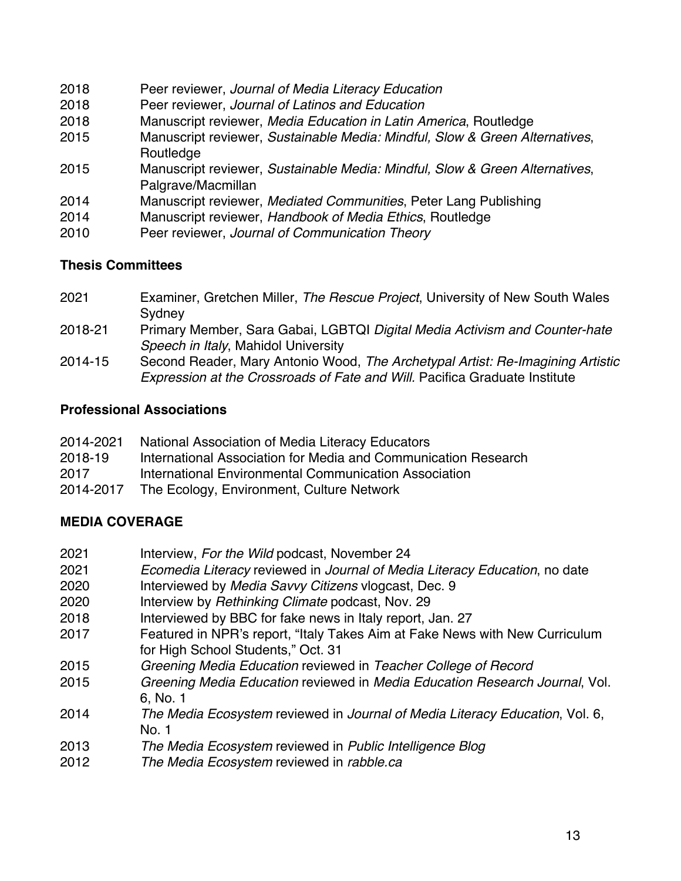2018 Peer reviewer, *Journal of Media Literacy Education*
2018 Peer reviewer, *Journal of Latinos and Education*
2018 Manuscript reviewer, *Media Education in Latin America*, Routledge
2015 Manuscript reviewer, *Sustainable Media: Mindful, Slow & Green Alternatives*, Routledge
2015 Manuscript reviewer, *Sustainable Media: Mindful, Slow & Green Alternatives*, Palgrave/Macmillan
2014 Manuscript reviewer, *Mediated Communities*, Peter Lang Publishing
2014 Manuscript reviewer, *Handbook of Media Ethics*, Routledge
2010 Peer reviewer, *Journal of Communication Theory*

**Thesis Committees**

2021 Examiner, Gretchen Miller, *The Rescue Project*, University of New South Wales Sydney
2018-21 Primary Member, Sara Gabai, LGBTQI *Digital Media Activism and Counter-hate Speech in Italy*, Mahidol University
2014-15 Second Reader, Mary Antonio Wood, *The Archetypal Artist: Re-Imagining Artistic Expression at the Crossroads of Fate and Will*. Pacifica Graduate Institute

**Professional Associations**

2014-2021 National Association of Media Literacy Educators
2018-19 International Association for Media and Communication Research
2017 International Environmental Communication Association
2014-2017 The Ecology, Environment, Culture Network

**MEDIA COVERAGE**

2021 Interview, *For the Wild* podcast, November 24
2021 *Ecomedia Literacy* reviewed in *Journal of Media Literacy Education*, no date
2020 Interviewed by *Media Savvy Citizens* vlogcast, Dec. 9
2020 Interview by *Rethinking Climate* podcast, Nov. 29
2018 Interviewed by BBC for fake news in Italy report, Jan. 27
2017 Featured in NPR's report, "Italy Takes Aim at Fake News with New Curriculum for High School Students," Oct. 31
2015 *Greening Media Education* reviewed in *Teacher College of Record*
2015 *Greening Media Education* reviewed in *Media Education Research Journal*, Vol. 6, No. 1
2014 *The Media Ecosystem* reviewed in *Journal of Media Literacy Education*, Vol. 6, No. 1
2013 *The Media Ecosystem* reviewed in *Public Intelligence Blog*
2012 *The Media Ecosystem* reviewed in *rabble.ca*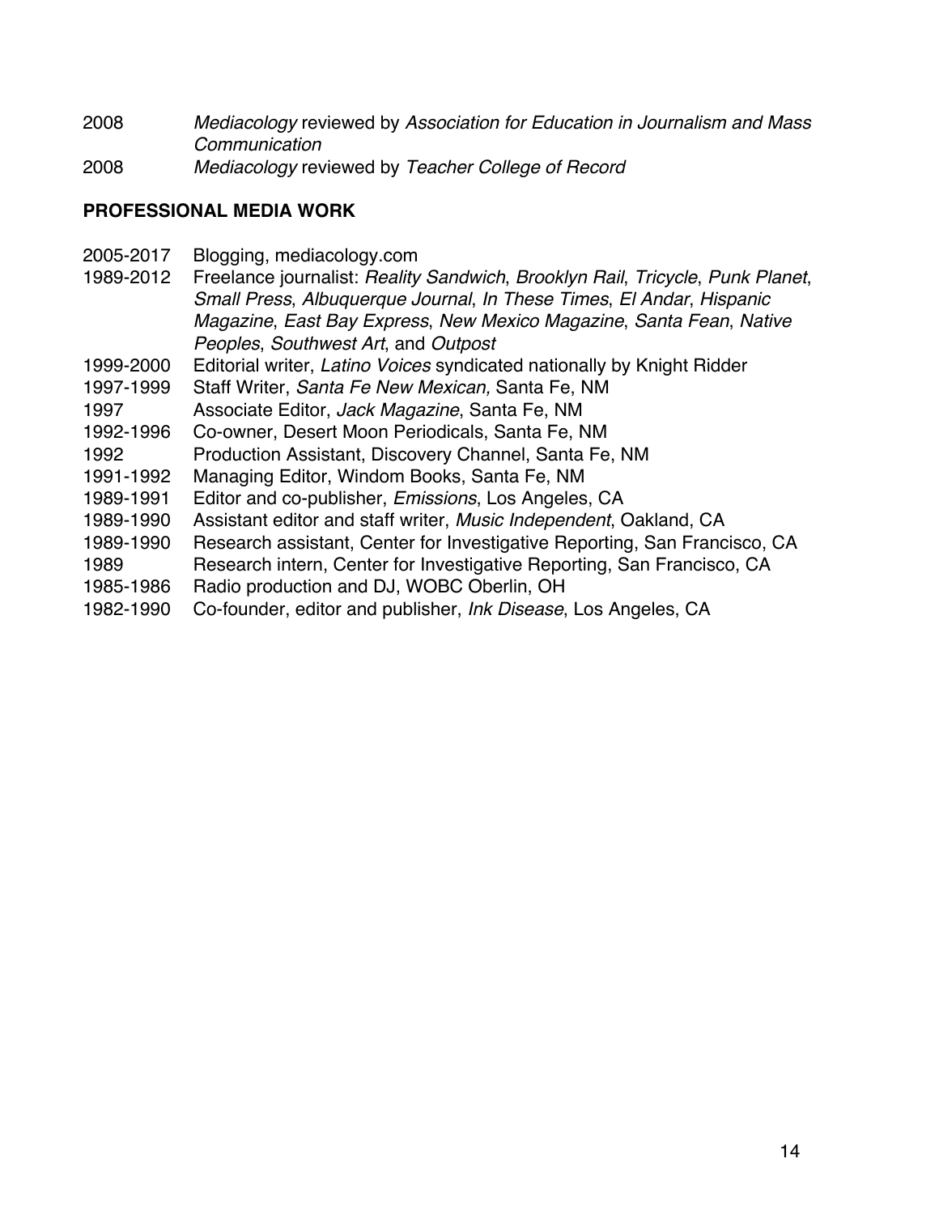2008 *Mediacology* reviewed by *Association for Education in Journalism and Mass Communication*

2008 *Mediacology* reviewed by *Teacher College of Record*

**PROFESSIONAL MEDIA WORK**

2005-2017 Blogging, mediacology.com

1989-2012 Freelance journalist: *Reality Sandwich*, *Brooklyn Rail*, *Tricycle*, *Punk Planet*, *Small Press*, *Albuquerque Journal*, *In These Times*, *El Andar*, *Hispanic Magazine*, *East Bay Express*, *New Mexico Magazine*, *Santa Fean*, *Native Peoples*, *Southwest Art*, and *Outpost*

1999-2000 Editorial writer, *Latino Voices* syndicated nationally by Knight Ridder

1997-1999 Staff Writer, *Santa Fe New Mexican,* Santa Fe, NM

1997 Associate Editor, *Jack Magazine*, Santa Fe, NM

1992-1996 Co-owner, Desert Moon Periodicals, Santa Fe, NM

1992 Production Assistant, Discovery Channel, Santa Fe, NM

1991-1992 Managing Editor, Windom Books, Santa Fe, NM

1989-1991 Editor and co-publisher, *Emissions*, Los Angeles, CA

1989-1990 Assistant editor and staff writer, *Music Independent*, Oakland, CA

1989-1990 Research assistant, Center for Investigative Reporting, San Francisco, CA

1989 Research intern, Center for Investigative Reporting, San Francisco, CA

1985-1986 Radio production and DJ, WOBC Oberlin, OH

1982-1990 Co-founder, editor and publisher, *Ink Disease*, Los Angeles, CA